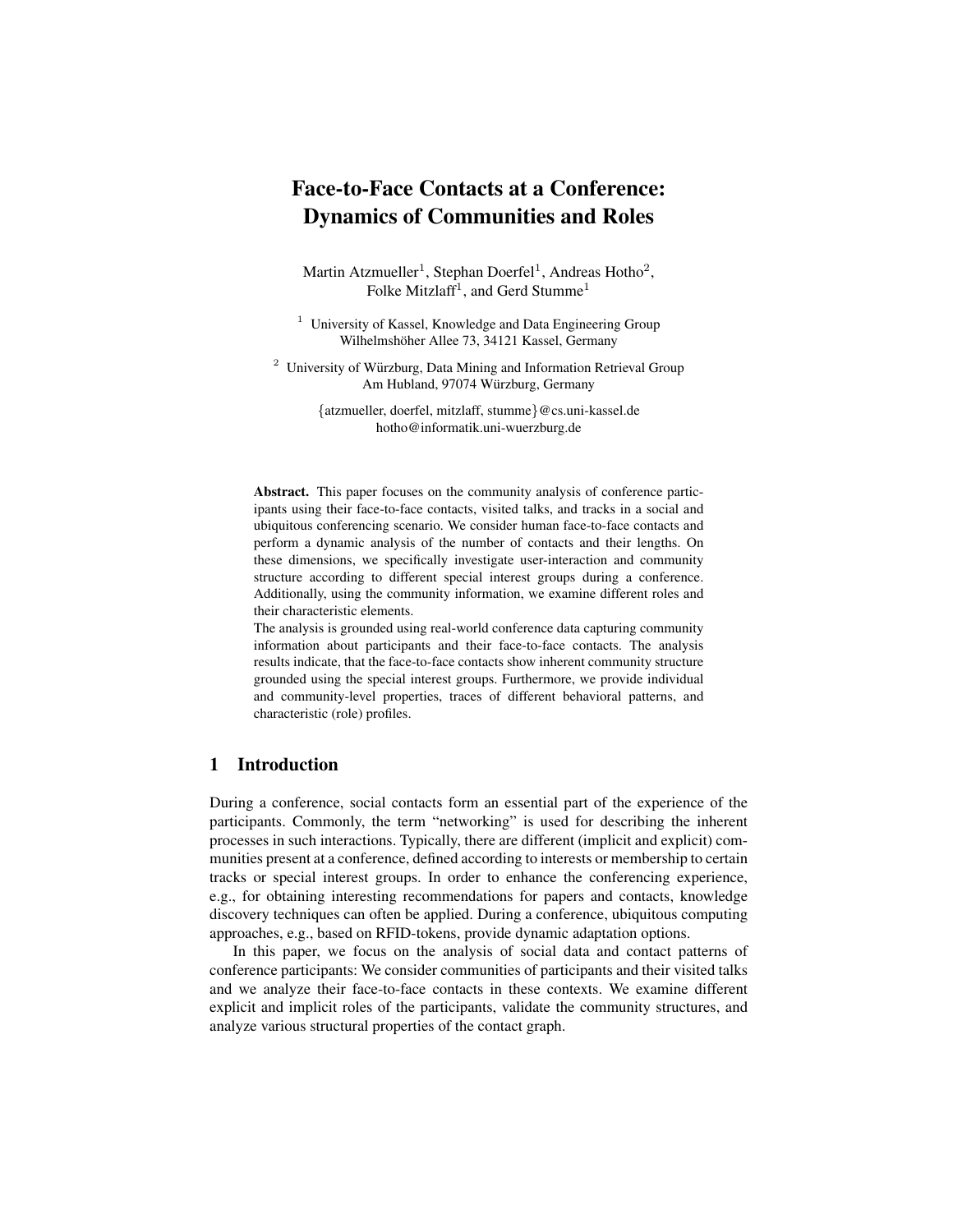# Face-to-Face Contacts at a Conference: Dynamics of Communities and Roles

Martin Atzmueller[1], Stephan Doerfel[1], Andreas Hotho[2], Folke Mitzlaff[1], and Gerd Stumme[1]

[1] University of Kassel, Knowledge and Data Engineering Group
Wilhelmshöher Allee 73, 34121 Kassel, Germany

[2] University of Würzburg, Data Mining and Information Retrieval Group
Am Hubland, 97074 Würzburg, Germany

{atzmueller, doerfel, mitzlaff, stumme}@cs.uni-kassel.de
hotho@informatik.uni-wuerzburg.de

**Abstract.** This paper focuses on the community analysis of conference participants using their face-to-face contacts, visited talks, and tracks in a social and ubiquitous conferencing scenario. We consider human face-to-face contacts and perform a dynamic analysis of the number of contacts and their lengths. On these dimensions, we specifically investigate user-interaction and community structure according to different special interest groups during a conference. Additionally, using the community information, we examine different roles and their characteristic elements.

The analysis is grounded using real-world conference data capturing community information about participants and their face-to-face contacts. The analysis results indicate, that the face-to-face contacts show inherent community structure grounded using the special interest groups. Furthermore, we provide individual and community-level properties, traces of different behavioral patterns, and characteristic (role) profiles.

## 1 Introduction

During a conference, social contacts form an essential part of the experience of the participants. Commonly, the term "networking" is used for describing the inherent processes in such interactions. Typically, there are different (implicit and explicit) communities present at a conference, defined according to interests or membership to certain tracks or special interest groups. In order to enhance the conferencing experience, e.g., for obtaining interesting recommendations for papers and contacts, knowledge discovery techniques can often be applied. During a conference, ubiquitous computing approaches, e.g., based on RFID-tokens, provide dynamic adaptation options.

In this paper, we focus on the analysis of social data and contact patterns of conference participants: We consider communities of participants and their visited talks and we analyze their face-to-face contacts in these contexts. We examine different explicit and implicit roles of the participants, validate the community structures, and analyze various structural properties of the contact graph.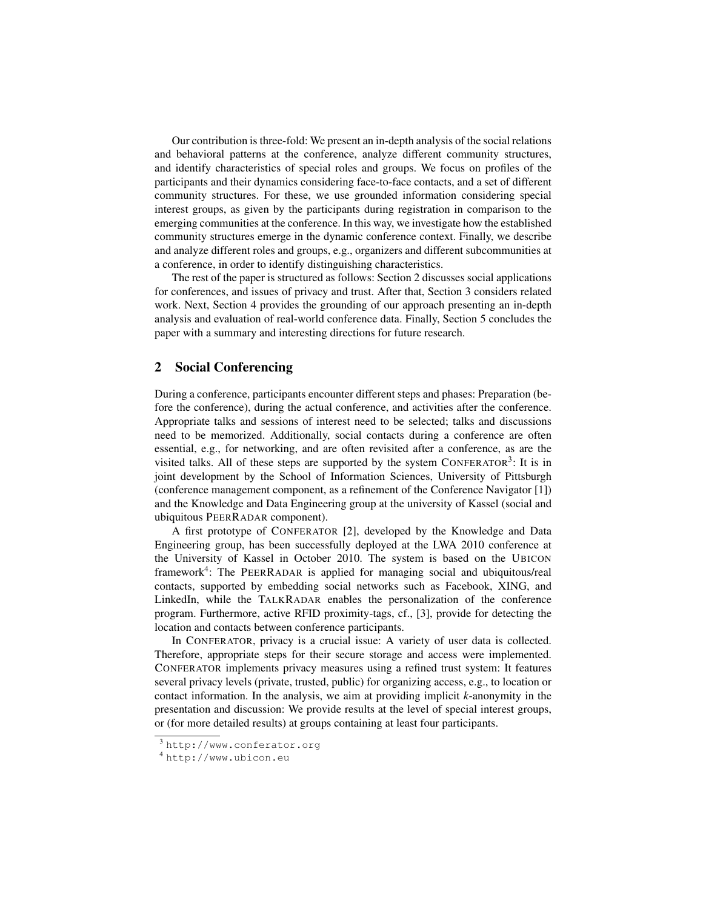Our contribution is three-fold: We present an in-depth analysis of the social relations and behavioral patterns at the conference, analyze different community structures, and identify characteristics of special roles and groups. We focus on profiles of the participants and their dynamics considering face-to-face contacts, and a set of different community structures. For these, we use grounded information considering special interest groups, as given by the participants during registration in comparison to the emerging communities at the conference. In this way, we investigate how the established community structures emerge in the dynamic conference context. Finally, we describe and analyze different roles and groups, e.g., organizers and different subcommunities at a conference, in order to identify distinguishing characteristics.

The rest of the paper is structured as follows: Section 2 discusses social applications for conferences, and issues of privacy and trust. After that, Section 3 considers related work. Next, Section 4 provides the grounding of our approach presenting an in-depth analysis and evaluation of real-world conference data. Finally, Section 5 concludes the paper with a summary and interesting directions for future research.

## 2 Social Conferencing

During a conference, participants encounter different steps and phases: Preparation (before the conference), during the actual conference, and activities after the conference. Appropriate talks and sessions of interest need to be selected; talks and discussions need to be memorized. Additionally, social contacts during a conference are often essential, e.g., for networking, and are often revisited after a conference, as are the visited talks. All of these steps are supported by the system CONFERATOR[3]: It is in joint development by the School of Information Sciences, University of Pittsburgh (conference management component, as a refinement of the Conference Navigator [1]) and the Knowledge and Data Engineering group at the university of Kassel (social and ubiquitous PEERRADAR component).

A first prototype of CONFERATOR [2], developed by the Knowledge and Data Engineering group, has been successfully deployed at the LWA 2010 conference at the University of Kassel in October 2010. The system is based on the UBICON framework[4]: The PEERRADAR is applied for managing social and ubiquitous/real contacts, supported by embedding social networks such as Facebook, XING, and LinkedIn, while the TALKRADAR enables the personalization of the conference program. Furthermore, active RFID proximity-tags, cf., [3], provide for detecting the location and contacts between conference participants.

In CONFERATOR, privacy is a crucial issue: A variety of user data is collected. Therefore, appropriate steps for their secure storage and access were implemented. CONFERATOR implements privacy measures using a refined trust system: It features several privacy levels (private, trusted, public) for organizing access, e.g., to location or contact information. In the analysis, we aim at providing implicit *k*-anonymity in the presentation and discussion: We provide results at the level of special interest groups, or (for more detailed results) at groups containing at least four participants.

[3] http://www.conferator.org

[4] http://www.ubicon.eu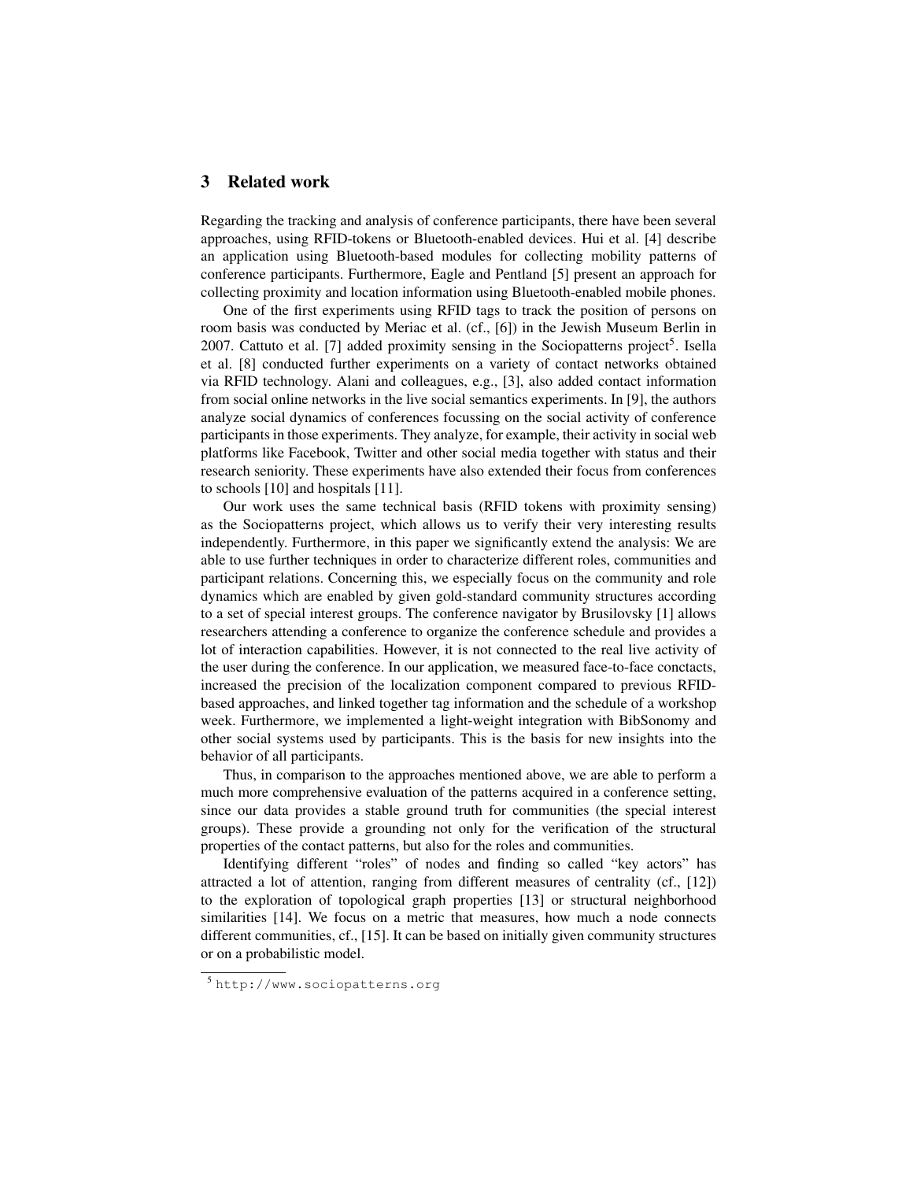## 3 Related work

Regarding the tracking and analysis of conference participants, there have been several approaches, using RFID-tokens or Bluetooth-enabled devices. Hui et al. [4] describe an application using Bluetooth-based modules for collecting mobility patterns of conference participants. Furthermore, Eagle and Pentland [5] present an approach for collecting proximity and location information using Bluetooth-enabled mobile phones.

One of the first experiments using RFID tags to track the position of persons on room basis was conducted by Meriac et al. (cf., [6]) in the Jewish Museum Berlin in 2007. Cattuto et al. [7] added proximity sensing in the Sociopatterns project[5]. Isella et al. [8] conducted further experiments on a variety of contact networks obtained via RFID technology. Alani and colleagues, e.g., [3], also added contact information from social online networks in the live social semantics experiments. In [9], the authors analyze social dynamics of conferences focussing on the social activity of conference participants in those experiments. They analyze, for example, their activity in social web platforms like Facebook, Twitter and other social media together with status and their research seniority. These experiments have also extended their focus from conferences to schools [10] and hospitals [11].

Our work uses the same technical basis (RFID tokens with proximity sensing) as the Sociopatterns project, which allows us to verify their very interesting results independently. Furthermore, in this paper we significantly extend the analysis: We are able to use further techniques in order to characterize different roles, communities and participant relations. Concerning this, we especially focus on the community and role dynamics which are enabled by given gold-standard community structures according to a set of special interest groups. The conference navigator by Brusilovsky [1] allows researchers attending a conference to organize the conference schedule and provides a lot of interaction capabilities. However, it is not connected to the real live activity of the user during the conference. In our application, we measured face-to-face conctacts, increased the precision of the localization component compared to previous RFID-based approaches, and linked together tag information and the schedule of a workshop week. Furthermore, we implemented a light-weight integration with BibSonomy and other social systems used by participants. This is the basis for new insights into the behavior of all participants.

Thus, in comparison to the approaches mentioned above, we are able to perform a much more comprehensive evaluation of the patterns acquired in a conference setting, since our data provides a stable ground truth for communities (the special interest groups). These provide a grounding not only for the verification of the structural properties of the contact patterns, but also for the roles and communities.

Identifying different "roles" of nodes and finding so called "key actors" has attracted a lot of attention, ranging from different measures of centrality (cf., [12]) to the exploration of topological graph properties [13] or structural neighborhood similarities [14]. We focus on a metric that measures, how much a node connects different communities, cf., [15]. It can be based on initially given community structures or on a probabilistic model.

[5] `http://www.sociopatterns.org`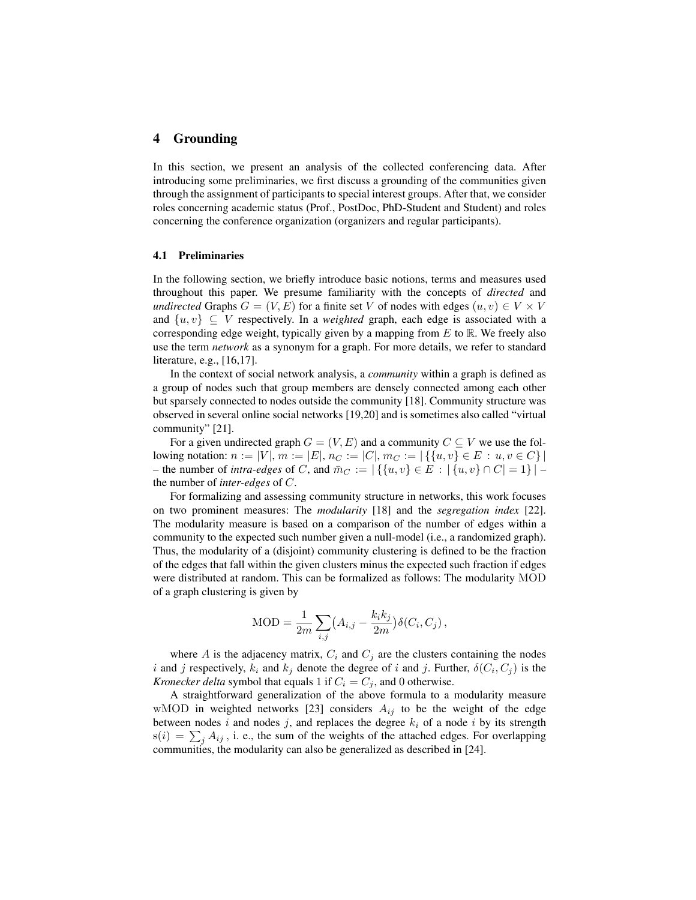## 4 Grounding

In this section, we present an analysis of the collected conferencing data. After introducing some preliminaries, we first discuss a grounding of the communities given through the assignment of participants to special interest groups. After that, we consider roles concerning academic status (Prof., PostDoc, PhD-Student and Student) and roles concerning the conference organization (organizers and regular participants).

### 4.1 Preliminaries

In the following section, we briefly introduce basic notions, terms and measures used throughout this paper. We presume familiarity with the concepts of *directed* and *undirected* Graphs $G = (V, E)$ for a finite set $V$ of nodes with edges $(u, v) \in V \times V$ and $\{u, v\} \subseteq V$ respectively. In a *weighted* graph, each edge is associated with a corresponding edge weight, typically given by a mapping from $E$ to $\mathbb{R}$. We freely also use the term *network* as a synonym for a graph. For more details, we refer to standard literature, e.g., [16,17].

In the context of social network analysis, a *community* within a graph is defined as a group of nodes such that group members are densely connected among each other but sparsely connected to nodes outside the community [18]. Community structure was observed in several online social networks [19,20] and is sometimes also called "virtual community" [21].

For a given undirected graph $G = (V, E)$ and a community $C \subseteq V$ we use the following notation: $n := |V|$, $m := |E|$, $n_C := |C|$, $m_C := |\{\{u, v\} \in E : u, v \in C\}|$ – the number of *intra-edges* of $C$, and $\bar{m}_C := |\{\{u, v\} \in E : |\{u, v\} \cap C| = 1\}|$ – the number of *inter-edges* of $C$.

For formalizing and assessing community structure in networks, this work focuses on two prominent measures: The *modularity* [18] and the *segregation index* [22]. The modularity measure is based on a comparison of the number of edges within a community to the expected such number given a null-model (i.e., a randomized graph). Thus, the modularity of a (disjoint) community clustering is defined to be the fraction of the edges that fall within the given clusters minus the expected such fraction if edges were distributed at random. This can be formalized as follows: The modularity $\mathrm{MOD}$ of a graph clustering is given by

$$\mathrm{MOD} = \frac{1}{2m} \sum_{i,j} \big(A_{i,j} - \frac{k_i k_j}{2m}\big) \delta(C_i, C_j)\,,$$

where $A$ is the adjacency matrix, $C_i$ and $C_j$ are the clusters containing the nodes $i$ and $j$ respectively, $k_i$ and $k_j$ denote the degree of $i$ and $j$. Further, $\delta(C_i, C_j)$ is the *Kronecker delta* symbol that equals 1 if $C_i = C_j$, and 0 otherwise.

A straightforward generalization of the above formula to a modularity measure $\mathrm{wMOD}$ in weighted networks [23] considers $A_{ij}$ to be the weight of the edge between nodes $i$ and nodes $j$, and replaces the degree $k_i$ of a node $i$ by its strength $\mathrm{s}(i) = \sum_j A_{ij}$, i. e., the sum of the weights of the attached edges. For overlapping communities, the modularity can also be generalized as described in [24].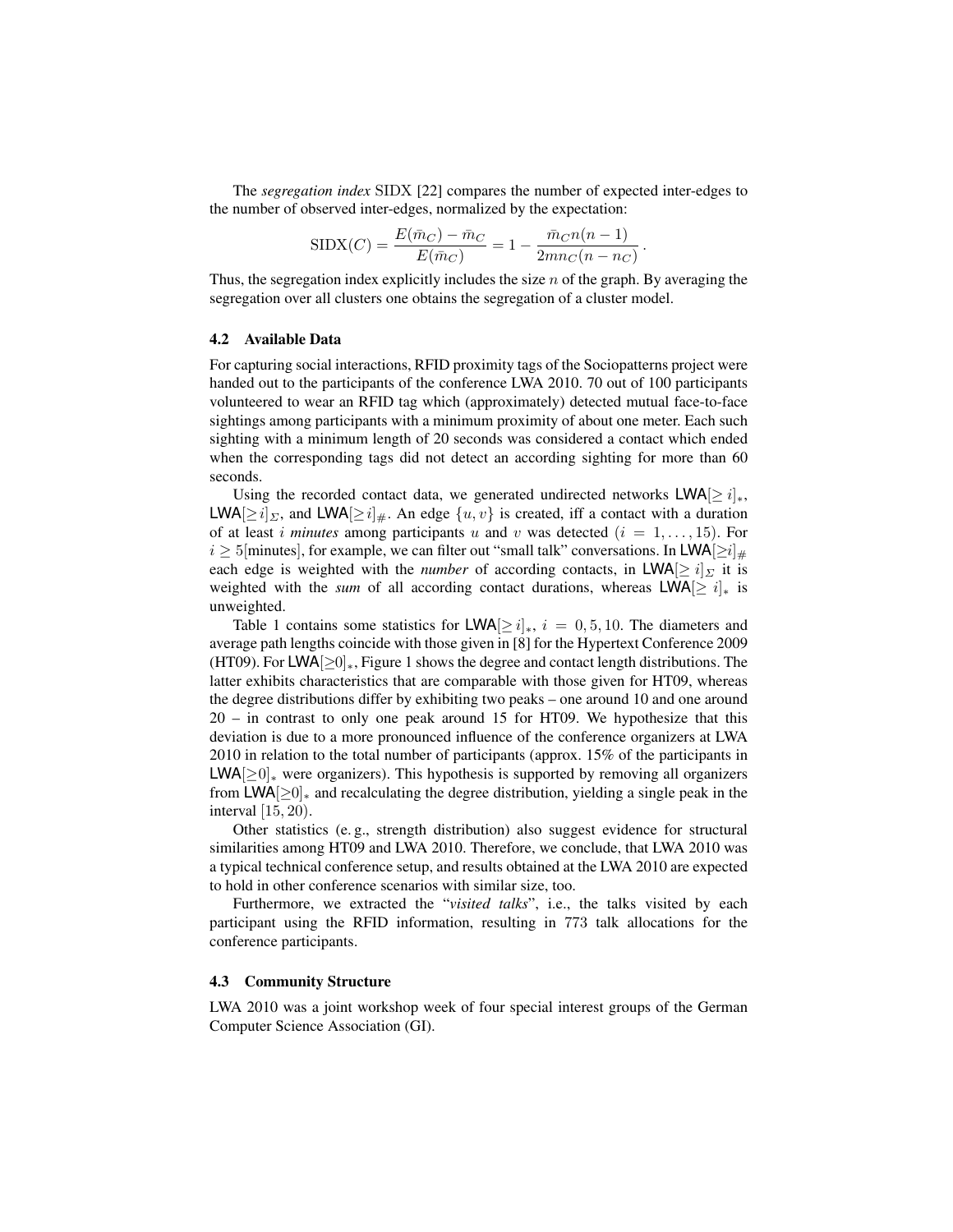The *segregation index* SIDX [22] compares the number of expected inter-edges to the number of observed inter-edges, normalized by the expectation:

$$\mathrm{SIDX}(C) = \frac{E(\bar{m}_C) - \bar{m}_C}{E(\bar{m}_C)} = 1 - \frac{\bar{m}_C n(n-1)}{2mn_C(n-n_C)} \,.$$

Thus, the segregation index explicitly includes the size $n$ of the graph. By averaging the segregation over all clusters one obtains the segregation of a cluster model.

### 4.2 Available Data

For capturing social interactions, RFID proximity tags of the Sociopatterns project were handed out to the participants of the conference LWA 2010. 70 out of 100 participants volunteered to wear an RFID tag which (approximately) detected mutual face-to-face sightings among participants with a minimum proximity of about one meter. Each such sighting with a minimum length of 20 seconds was considered a contact which ended when the corresponding tags did not detect an according sighting for more than 60 seconds.

Using the recorded contact data, we generated undirected networks $\mathsf{LWA}[\geq i]_*$, $\mathsf{LWA}[\geq i]_\Sigma$, and $\mathsf{LWA}[\geq i]_\#$. An edge $\{u, v\}$ is created, iff a contact with a duration of at least $i$ *minutes* among participants $u$ and $v$ was detected ($i = 1, \ldots, 15$). For $i \geq 5$[minutes], for example, we can filter out "small talk" conversations. In $\mathsf{LWA}[\geq i]_\#$ each edge is weighted with the *number* of according contacts, in $\mathsf{LWA}[\geq i]_\Sigma$ it is weighted with the *sum* of all according contact durations, whereas $\mathsf{LWA}[\geq i]_*$ is unweighted.

Table 1 contains some statistics for $\mathsf{LWA}[\geq i]_*$, $i = 0, 5, 10$. The diameters and average path lengths coincide with those given in [8] for the Hypertext Conference 2009 (HT09). For $\mathsf{LWA}[\geq 0]_*$, Figure 1 shows the degree and contact length distributions. The latter exhibits characteristics that are comparable with those given for HT09, whereas the degree distributions differ by exhibiting two peaks – one around 10 and one around 20 – in contrast to only one peak around 15 for HT09. We hypothesize that this deviation is due to a more pronounced influence of the conference organizers at LWA 2010 in relation to the total number of participants (approx. 15% of the participants in $\mathsf{LWA}[\geq 0]_*$ were organizers). This hypothesis is supported by removing all organizers from $\mathsf{LWA}[\geq 0]_*$ and recalculating the degree distribution, yielding a single peak in the interval $[15, 20)$.

Other statistics (e. g., strength distribution) also suggest evidence for structural similarities among HT09 and LWA 2010. Therefore, we conclude, that LWA 2010 was a typical technical conference setup, and results obtained at the LWA 2010 are expected to hold in other conference scenarios with similar size, too.

Furthermore, we extracted the "*visited talks*", i.e., the talks visited by each participant using the RFID information, resulting in 773 talk allocations for the conference participants.

### 4.3 Community Structure

LWA 2010 was a joint workshop week of four special interest groups of the German Computer Science Association (GI).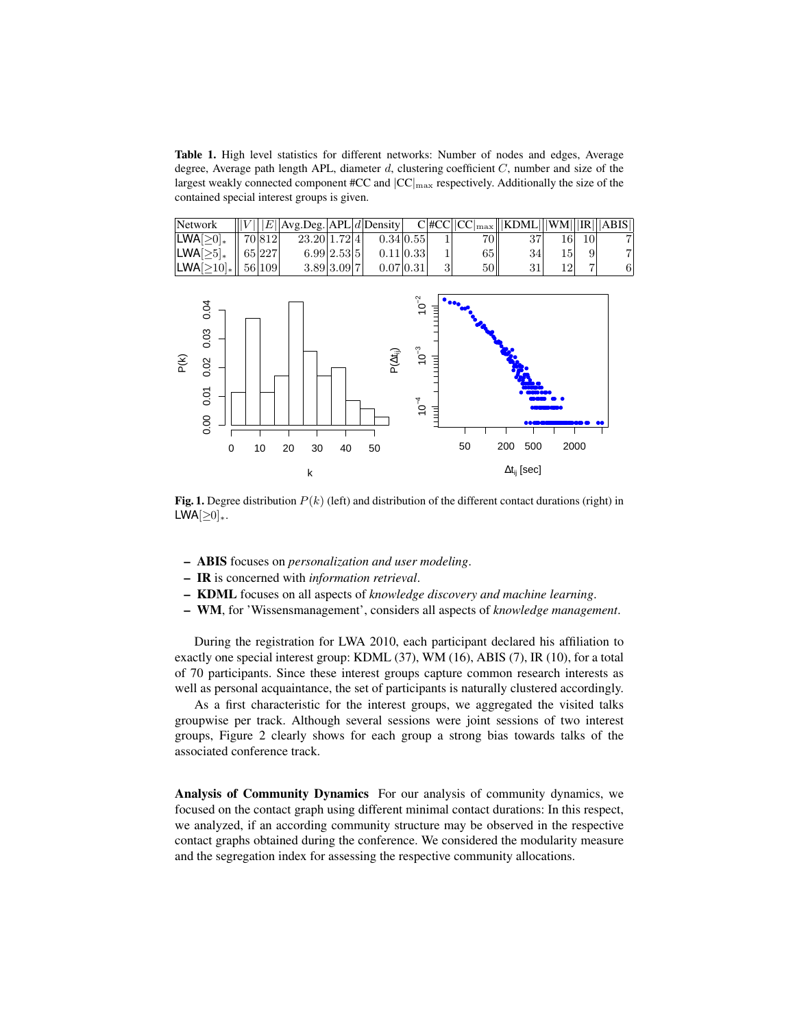**Table 1.** High level statistics for different networks: Number of nodes and edges, Average degree, Average path length APL, diameter $d$, clustering coefficient $C$, number and size of the largest weakly connected component #CC and $|\mathrm{CC}|_{\max}$ respectively. Additionally the size of the contained special interest groups is given.

| Network | $\|V\|$ | $\|E\|$ | Avg.Deg. | APL | $d$ | Density | C | #CC | $\|\mathrm{CC}\|_{\max}$ | \|KDML\| | \|WM\| | \|IR\| | \|ABIS\| |
|---|---|---|---|---|---|---|---|---|---|---|---|---|---|
| LWA$[\geq 0]_*$ | 70 | 812 | 23.20 | 1.72 | 4 | 0.34 | 0.55 | 1 | 70 | 37 | 16 | 10 | 7 |
| LWA$[\geq 5]_*$ | 65 | 227 | 6.99 | 2.53 | 5 | 0.11 | 0.33 | 1 | 65 | 34 | 15 | 9 | 7 |
| LWA$[\geq 10]_*$ | 56 | 109 | 3.89 | 3.09 | 7 | 0.07 | 0.31 | 3 | 50 | 31 | 12 | 7 | 6 |

**Fig. 1.** Degree distribution $P(k)$ (left) and distribution of the different contact durations (right) in LWA$[\geq 0]_*$.

- **ABIS** focuses on *personalization and user modeling*.
- **IR** is concerned with *information retrieval*.
- **KDML** focuses on all aspects of *knowledge discovery and machine learning*.
- **WM**, for 'Wissensmanagement', considers all aspects of *knowledge management*.

During the registration for LWA 2010, each participant declared his affiliation to exactly one special interest group: KDML (37), WM (16), ABIS (7), IR (10), for a total of 70 participants. Since these interest groups capture common research interests as well as personal acquaintance, the set of participants is naturally clustered accordingly.

As a first characteristic for the interest groups, we aggregated the visited talks groupwise per track. Although several sessions were joint sessions of two interest groups, Figure 2 clearly shows for each group a strong bias towards talks of the associated conference track.

**Analysis of Community Dynamics** For our analysis of community dynamics, we focused on the contact graph using different minimal contact durations: In this respect, we analyzed, if an according community structure may be observed in the respective contact graphs obtained during the conference. We considered the modularity measure and the segregation index for assessing the respective community allocations.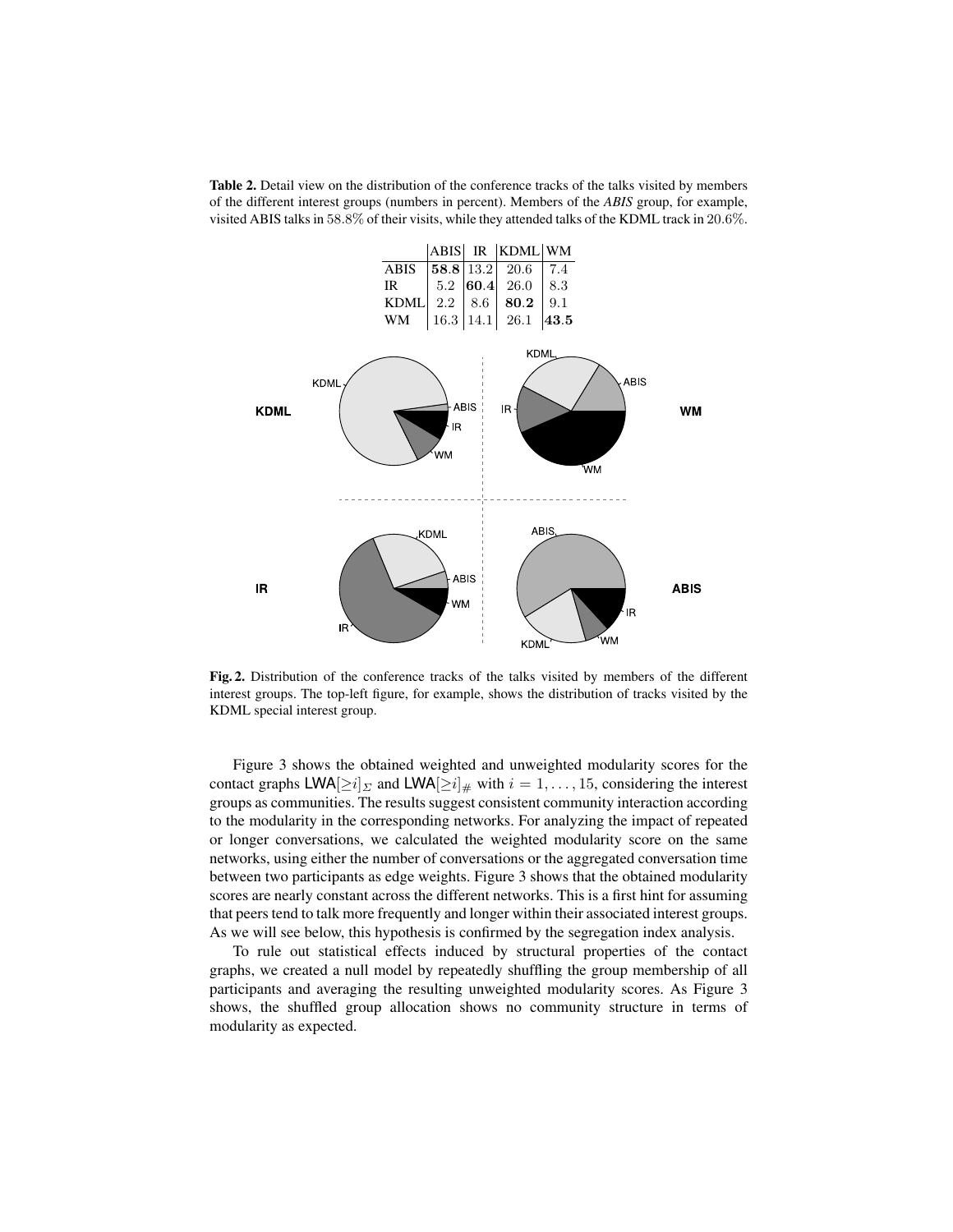**Table 2.** Detail view on the distribution of the conference tracks of the talks visited by members of the different interest groups (numbers in percent). Members of the *ABIS* group, for example, visited ABIS talks in 58.8% of their visits, while they attended talks of the KDML track in 20.6%.

| | ABIS | IR | KDML | WM |
|---|---|---|---|---|
| ABIS | **58.8** | 13.2 | 20.6 | 7.4 |
| IR | 5.2 | **60.4** | 26.0 | 8.3 |
| KDML | 2.2 | 8.6 | **80.2** | 9.1 |
| WM | 16.3 | 14.1 | 26.1 | **43.5** |

**Fig. 2.** Distribution of the conference tracks of the talks visited by members of the different interest groups. The top-left figure, for example, shows the distribution of tracks visited by the KDML special interest group.

Figure 3 shows the obtained weighted and unweighted modularity scores for the contact graphs $\mathsf{LWA}[\geq i]_{\Sigma}$ and $\mathsf{LWA}[\geq i]_{\#}$ with $i = 1, \ldots, 15$, considering the interest groups as communities. The results suggest consistent community interaction according to the modularity in the corresponding networks. For analyzing the impact of repeated or longer conversations, we calculated the weighted modularity score on the same networks, using either the number of conversations or the aggregated conversation time between two participants as edge weights. Figure 3 shows that the obtained modularity scores are nearly constant across the different networks. This is a first hint for assuming that peers tend to talk more frequently and longer within their associated interest groups. As we will see below, this hypothesis is confirmed by the segregation index analysis.

To rule out statistical effects induced by structural properties of the contact graphs, we created a null model by repeatedly shuffling the group membership of all participants and averaging the resulting unweighted modularity scores. As Figure 3 shows, the shuffled group allocation shows no community structure in terms of modularity as expected.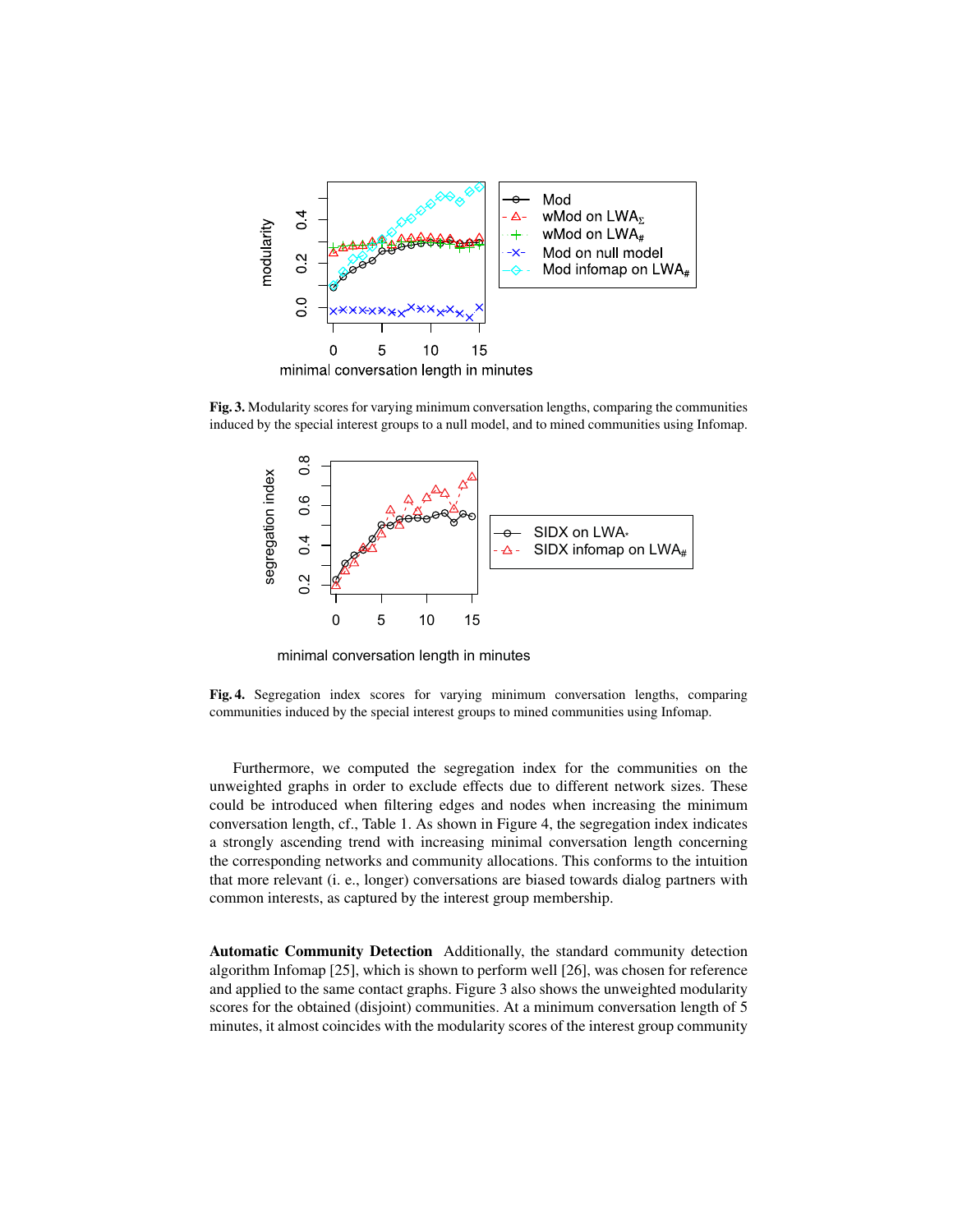**Fig. 3.** Modularity scores for varying minimum conversation lengths, comparing the communities induced by the special interest groups to a null model, and to mined communities using Infomap.

**Fig. 4.** Segregation index scores for varying minimum conversation lengths, comparing communities induced by the special interest groups to mined communities using Infomap.

Furthermore, we computed the segregation index for the communities on the unweighted graphs in order to exclude effects due to different network sizes. These could be introduced when filtering edges and nodes when increasing the minimum conversation length, cf., Table 1. As shown in Figure 4, the segregation index indicates a strongly ascending trend with increasing minimal conversation length concerning the corresponding networks and community allocations. This conforms to the intuition that more relevant (i. e., longer) conversations are biased towards dialog partners with common interests, as captured by the interest group membership.

**Automatic Community Detection** Additionally, the standard community detection algorithm Infomap [25], which is shown to perform well [26], was chosen for reference and applied to the same contact graphs. Figure 3 also shows the unweighted modularity scores for the obtained (disjoint) communities. At a minimum conversation length of 5 minutes, it almost coincides with the modularity scores of the interest group community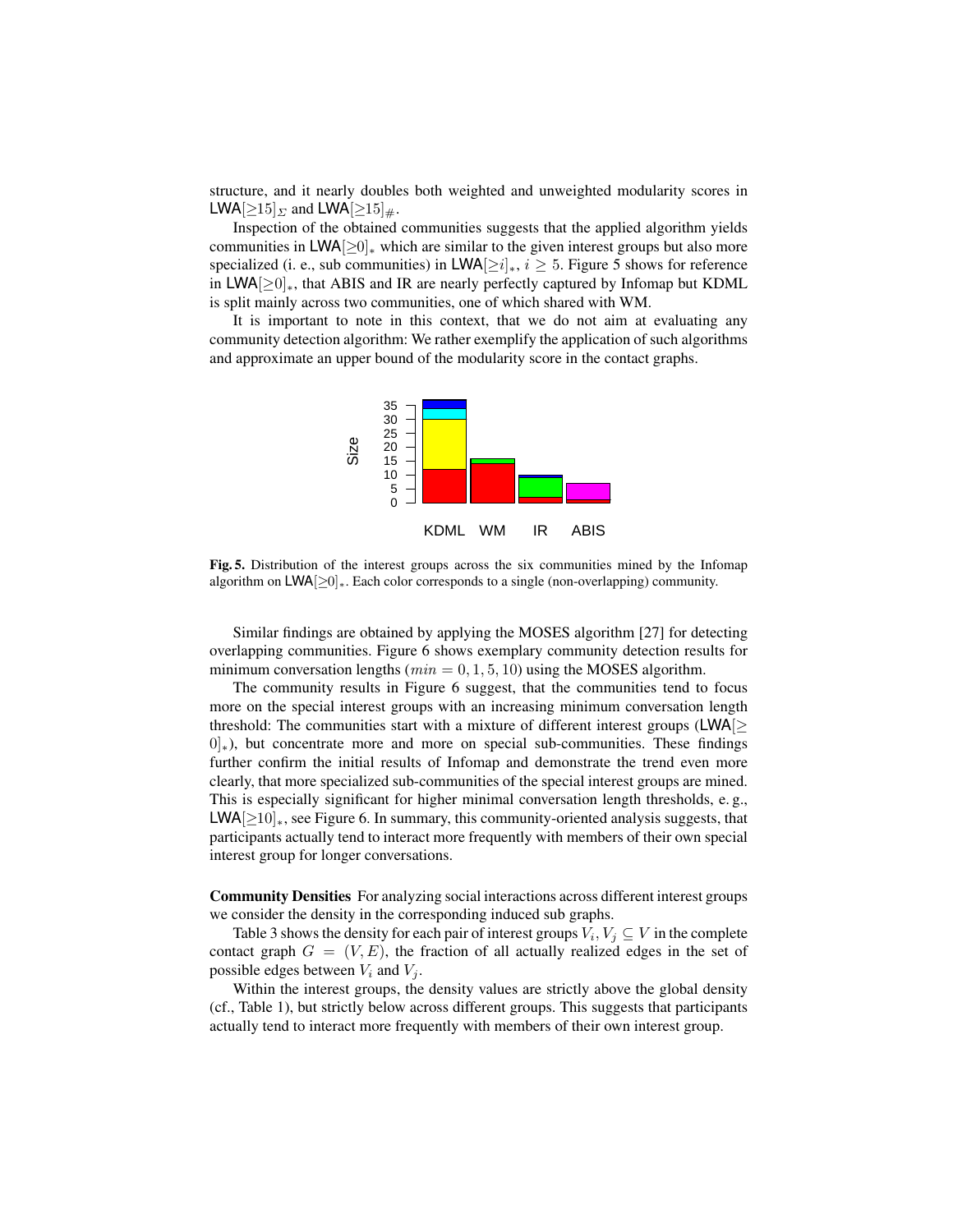structure, and it nearly doubles both weighted and unweighted modularity scores in $\mathsf{LWA}[\geq 15]_{\Sigma}$ and $\mathsf{LWA}[\geq 15]_{\#}$.

Inspection of the obtained communities suggests that the applied algorithm yields communities in $\mathsf{LWA}[\geq 0]_*$ which are similar to the given interest groups but also more specialized (i. e., sub communities) in $\mathsf{LWA}[\geq i]_*$, $i \geq 5$. Figure 5 shows for reference in $\mathsf{LWA}[\geq 0]_*$, that ABIS and IR are nearly perfectly captured by Infomap but KDML is split mainly across two communities, one of which shared with WM.

It is important to note in this context, that we do not aim at evaluating any community detection algorithm: We rather exemplify the application of such algorithms and approximate an upper bound of the modularity score in the contact graphs.

**Fig. 5.** Distribution of the interest groups across the six communities mined by the Infomap algorithm on $\mathsf{LWA}[\geq 0]_*$. Each color corresponds to a single (non-overlapping) community.

Similar findings are obtained by applying the MOSES algorithm [27] for detecting overlapping communities. Figure 6 shows exemplary community detection results for minimum conversation lengths ($min = 0, 1, 5, 10$) using the MOSES algorithm.

The community results in Figure 6 suggest, that the communities tend to focus more on the special interest groups with an increasing minimum conversation length threshold: The communities start with a mixture of different interest groups ($\mathsf{LWA}[\geq 0]_*$), but concentrate more and more on special sub-communities. These findings further confirm the initial results of Infomap and demonstrate the trend even more clearly, that more specialized sub-communities of the special interest groups are mined. This is especially significant for higher minimal conversation length thresholds, e. g., $\mathsf{LWA}[\geq 10]_*$, see Figure 6. In summary, this community-oriented analysis suggests, that participants actually tend to interact more frequently with members of their own special interest group for longer conversations.

**Community Densities** For analyzing social interactions across different interest groups we consider the density in the corresponding induced sub graphs.

Table 3 shows the density for each pair of interest groups $V_i, V_j \subseteq V$ in the complete contact graph $G = (V, E)$, the fraction of all actually realized edges in the set of possible edges between $V_i$ and $V_j$.

Within the interest groups, the density values are strictly above the global density (cf., Table 1), but strictly below across different groups. This suggests that participants actually tend to interact more frequently with members of their own interest group.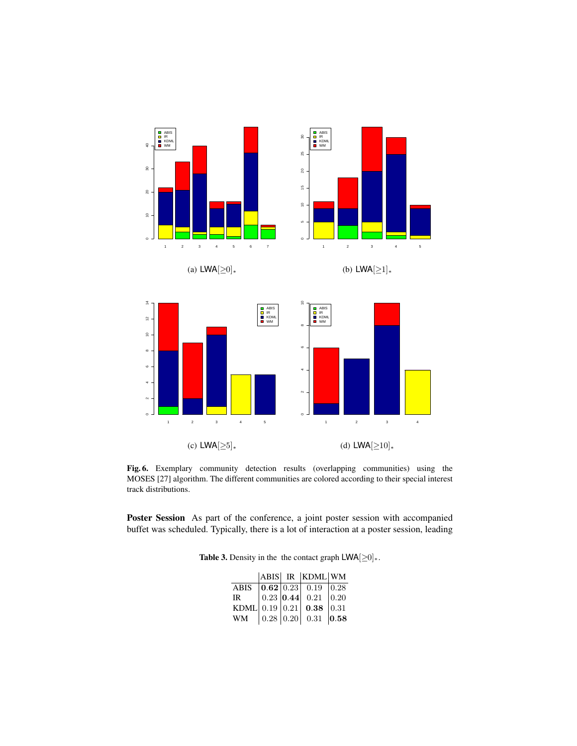(a) LWA$[\geq 0]_*$

(b) LWA$[\geq 1]_*$

(c) LWA$[\geq 5]_*$

(d) LWA$[\geq 10]_*$

**Fig. 6.** Exemplary community detection results (overlapping communities) using the MOSES [27] algorithm. The different communities are colored according to their special interest track distributions.

**Poster Session** As part of the conference, a joint poster session with accompanied buffet was scheduled. Typically, there is a lot of interaction at a poster session, leading

**Table 3.** Density in the the contact graph LWA$[\geq 0]_*$.

| | ABIS | IR | KDML | WM |
|---|---|---|---|---|
| ABIS | **0.62** | 0.23 | 0.19 | 0.28 |
| IR | 0.23 | **0.44** | 0.21 | 0.20 |
| KDML | 0.19 | 0.21 | **0.38** | 0.31 |
| WM | 0.28 | 0.20 | 0.31 | **0.58** |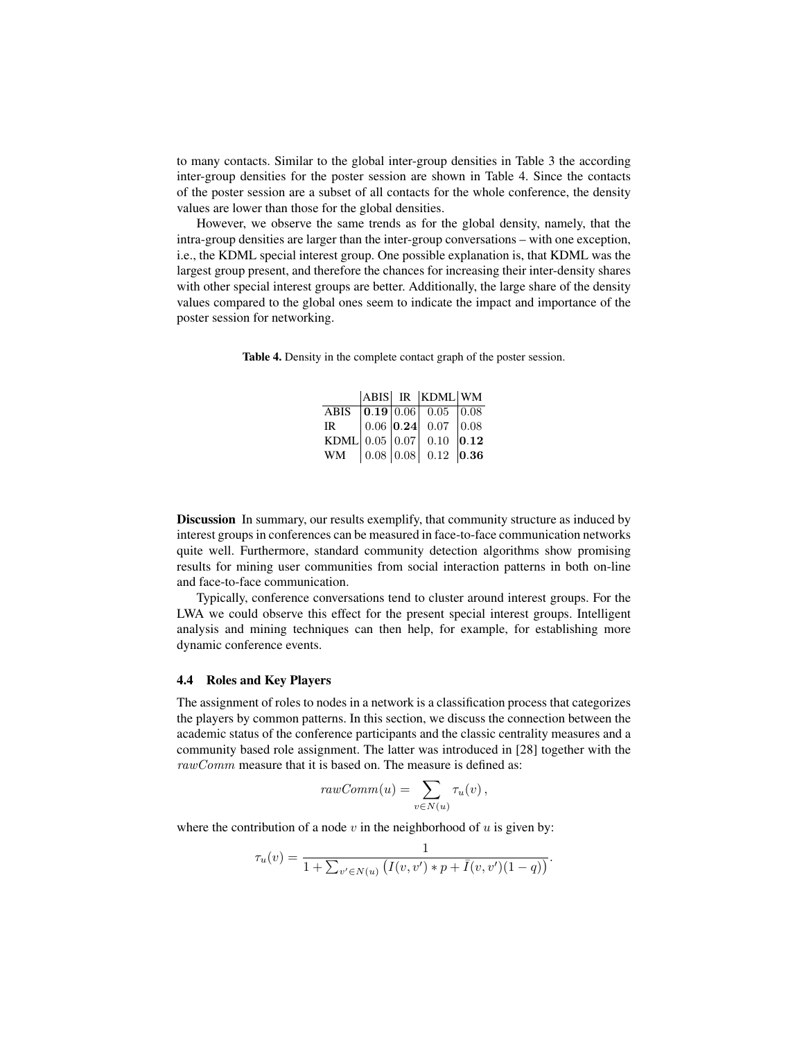to many contacts. Similar to the global inter-group densities in Table 3 the according inter-group densities for the poster session are shown in Table 4. Since the contacts of the poster session are a subset of all contacts for the whole conference, the density values are lower than those for the global densities.

However, we observe the same trends as for the global density, namely, that the intra-group densities are larger than the inter-group conversations – with one exception, i.e., the KDML special interest group. One possible explanation is, that KDML was the largest group present, and therefore the chances for increasing their inter-density shares with other special interest groups are better. Additionally, the large share of the density values compared to the global ones seem to indicate the impact and importance of the poster session for networking.

**Table 4.** Density in the complete contact graph of the poster session.

| | ABIS | IR | KDML | WM |
|---|---|---|---|---|
| ABIS | **0.19** | 0.06 | 0.05 | 0.08 |
| IR | 0.06 | **0.24** | 0.07 | 0.08 |
| KDML | 0.05 | 0.07 | 0.10 | **0.12** |
| WM | 0.08 | 0.08 | 0.12 | **0.36** |

**Discussion** In summary, our results exemplify, that community structure as induced by interest groups in conferences can be measured in face-to-face communication networks quite well. Furthermore, standard community detection algorithms show promising results for mining user communities from social interaction patterns in both on-line and face-to-face communication.

Typically, conference conversations tend to cluster around interest groups. For the LWA we could observe this effect for the present special interest groups. Intelligent analysis and mining techniques can then help, for example, for establishing more dynamic conference events.

### 4.4 Roles and Key Players

The assignment of roles to nodes in a network is a classification process that categorizes the players by common patterns. In this section, we discuss the connection between the academic status of the conference participants and the classic centrality measures and a community based role assignment. The latter was introduced in [28] together with the $rawComm$ measure that it is based on. The measure is defined as:

$$rawComm(u) = \sum_{v \in N(u)} \tau_u(v)\,,$$

where the contribution of a node $v$ in the neighborhood of $u$ is given by:

$$\tau_u(v) = \frac{1}{1 + \sum_{v' \in N(u)} \left( I(v, v') * p + \bar{I}(v, v')(1 - q) \right)}.$$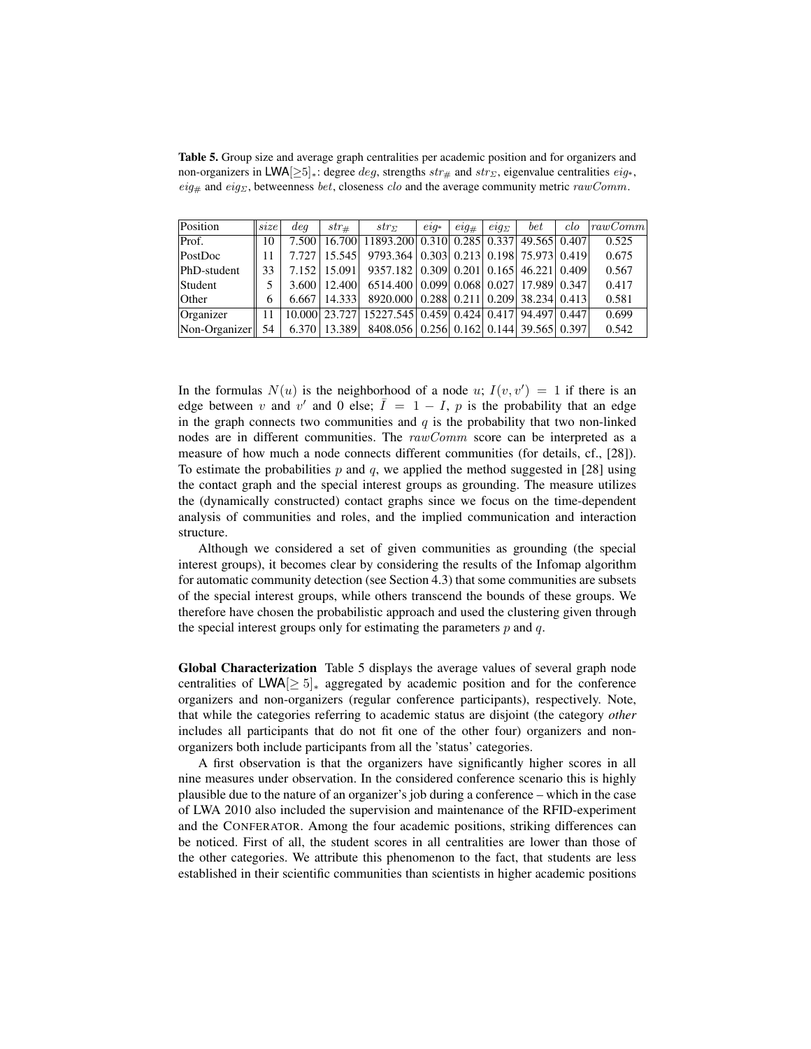**Table 5.** Group size and average graph centralities per academic position and for organizers and non-organizers in $\mathsf{LWA}[\geq 5]_*$: degree $deg$, strengths $str_\#$ and $str_\Sigma$, eigenvalue centralities $eig_*$, $eig_\#$ and $eig_\Sigma$, betweenness $bet$, closeness $clo$ and the average community metric $rawComm$.

| Position | $size$ | $deg$ | $str_\#$ | $str_\Sigma$ | $eig_*$ | $eig_\#$ | $eig_\Sigma$ | $bet$ | $clo$ | $rawComm$ |
|---|---|---|---|---|---|---|---|---|---|---|
| Prof. | 10 | 7.500 | 16.700 | 11893.200 | 0.310 | 0.285 | 0.337 | 49.565 | 0.407 | 0.525 |
| PostDoc | 11 | 7.727 | 15.545 | 9793.364 | 0.303 | 0.213 | 0.198 | 75.973 | 0.419 | 0.675 |
| PhD-student | 33 | 7.152 | 15.091 | 9357.182 | 0.309 | 0.201 | 0.165 | 46.221 | 0.409 | 0.567 |
| Student | 5 | 3.600 | 12.400 | 6514.400 | 0.099 | 0.068 | 0.027 | 17.989 | 0.347 | 0.417 |
| Other | 6 | 6.667 | 14.333 | 8920.000 | 0.288 | 0.211 | 0.209 | 38.234 | 0.413 | 0.581 |
| Organizer | 11 | 10.000 | 23.727 | 15227.545 | 0.459 | 0.424 | 0.417 | 94.497 | 0.447 | 0.699 |
| Non-Organizer | 54 | 6.370 | 13.389 | 8408.056 | 0.256 | 0.162 | 0.144 | 39.565 | 0.397 | 0.542 |

In the formulas $N(u)$ is the neighborhood of a node $u$; $I(v, v') = 1$ if there is an edge between $v$ and $v'$ and 0 else; $\bar{I} = 1 - I$, $p$ is the probability that an edge in the graph connects two communities and $q$ is the probability that two non-linked nodes are in different communities. The $rawComm$ score can be interpreted as a measure of how much a node connects different communities (for details, cf., [28]). To estimate the probabilities $p$ and $q$, we applied the method suggested in [28] using the contact graph and the special interest groups as grounding. The measure utilizes the (dynamically constructed) contact graphs since we focus on the time-dependent analysis of communities and roles, and the implied communication and interaction structure.

Although we considered a set of given communities as grounding (the special interest groups), it becomes clear by considering the results of the Infomap algorithm for automatic community detection (see Section 4.3) that some communities are subsets of the special interest groups, while others transcend the bounds of these groups. We therefore have chosen the probabilistic approach and used the clustering given through the special interest groups only for estimating the parameters $p$ and $q$.

**Global Characterization** Table 5 displays the average values of several graph node centralities of $\mathsf{LWA}[\geq 5]_*$ aggregated by academic position and for the conference organizers and non-organizers (regular conference participants), respectively. Note, that while the categories referring to academic status are disjoint (the category *other* includes all participants that do not fit one of the other four) organizers and non-organizers both include participants from all the 'status' categories.

A first observation is that the organizers have significantly higher scores in all nine measures under observation. In the considered conference scenario this is highly plausible due to the nature of an organizer's job during a conference – which in the case of LWA 2010 also included the supervision and maintenance of the RFID-experiment and the CONFERATOR. Among the four academic positions, striking differences can be noticed. First of all, the student scores in all centralities are lower than those of the other categories. We attribute this phenomenon to the fact, that students are less established in their scientific communities than scientists in higher academic positions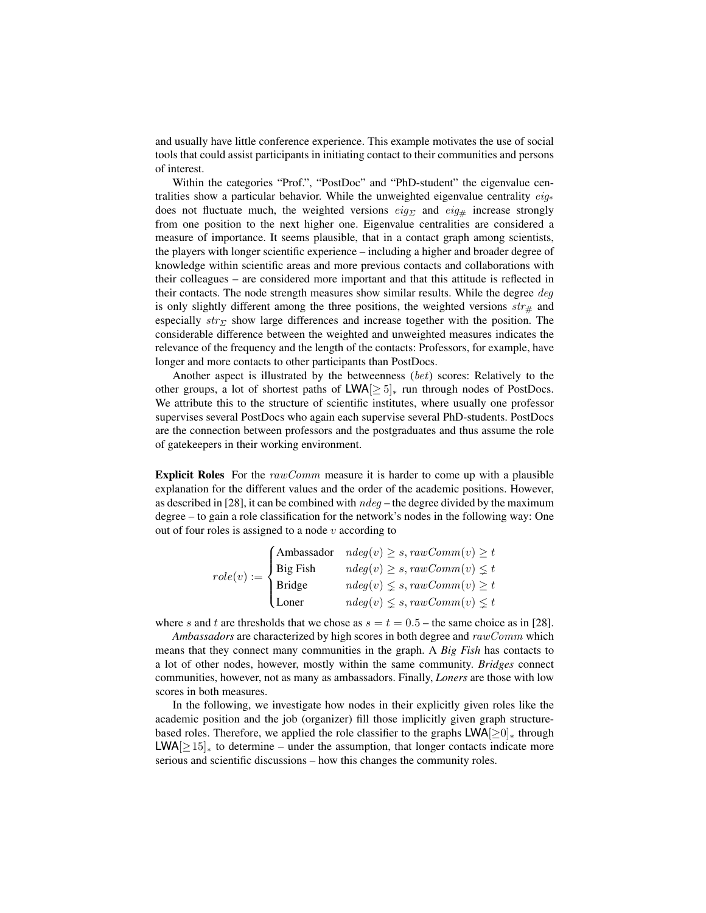and usually have little conference experience. This example motivates the use of social tools that could assist participants in initiating contact to their communities and persons of interest.

Within the categories "Prof.", "PostDoc" and "PhD-student" the eigenvalue centralities show a particular behavior. While the unweighted eigenvalue centrality $eig_*$ does not fluctuate much, the weighted versions $eig_\Sigma$ and $eig_\#$ increase strongly from one position to the next higher one. Eigenvalue centralities are considered a measure of importance. It seems plausible, that in a contact graph among scientists, the players with longer scientific experience – including a higher and broader degree of knowledge within scientific areas and more previous contacts and collaborations with their colleagues – are considered more important and that this attitude is reflected in their contacts. The node strength measures show similar results. While the degree $deg$ is only slightly different among the three positions, the weighted versions $str_\#$ and especially $str_\Sigma$ show large differences and increase together with the position. The considerable difference between the weighted and unweighted measures indicates the relevance of the frequency and the length of the contacts: Professors, for example, have longer and more contacts to other participants than PostDocs.

Another aspect is illustrated by the betweenness ($bet$) scores: Relatively to the other groups, a lot of shortest paths of $\mathsf{LWA}[\geq 5]_*$ run through nodes of PostDocs. We attribute this to the structure of scientific institutes, where usually one professor supervises several PostDocs who again each supervise several PhD-students. PostDocs are the connection between professors and the postgraduates and thus assume the role of gatekeepers in their working environment.

**Explicit Roles** For the $rawComm$ measure it is harder to come up with a plausible explanation for the different values and the order of the academic positions. However, as described in [28], it can be combined with $ndeg$ – the degree divided by the maximum degree – to gain a role classification for the network's nodes in the following way: One out of four roles is assigned to a node $v$ according to

$$role(v) := \begin{cases} \text{Ambassador} & ndeg(v) \geq s, rawComm(v) \geq t \\ \text{Big Fish} & ndeg(v) \geq s, rawComm(v) \lneq t \\ \text{Bridge} & ndeg(v) \lneq s, rawComm(v) \geq t \\ \text{Loner} & ndeg(v) \lneq s, rawComm(v) \lneq t \end{cases}$$

where $s$ and $t$ are thresholds that we chose as $s = t = 0.5$ – the same choice as in [28].

*Ambassadors* are characterized by high scores in both degree and $rawComm$ which means that they connect many communities in the graph. A *Big Fish* has contacts to a lot of other nodes, however, mostly within the same community. *Bridges* connect communities, however, not as many as ambassadors. Finally, *Loners* are those with low scores in both measures.

In the following, we investigate how nodes in their explicitly given roles like the academic position and the job (organizer) fill those implicitly given graph structure-based roles. Therefore, we applied the role classifier to the graphs $\mathsf{LWA}[\geq 0]_*$ through $\mathsf{LWA}[\geq 15]_*$ to determine – under the assumption, that longer contacts indicate more serious and scientific discussions – how this changes the community roles.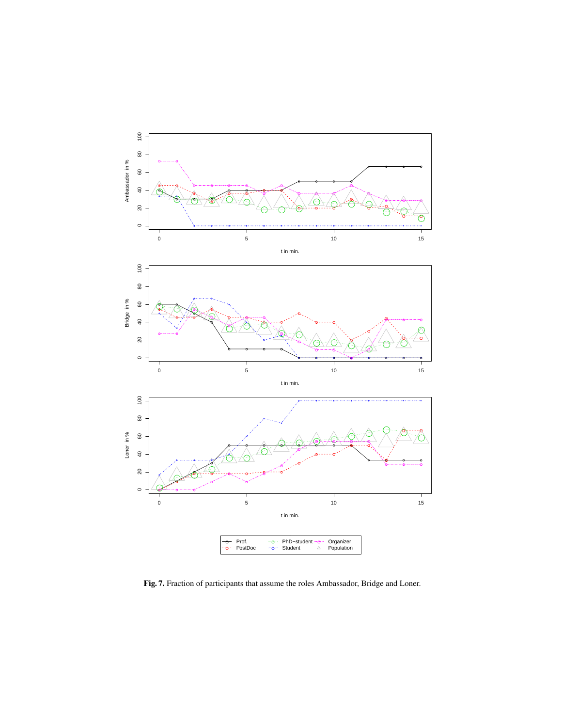**Fig. 7.** Fraction of participants that assume the roles Ambassador, Bridge and Loner.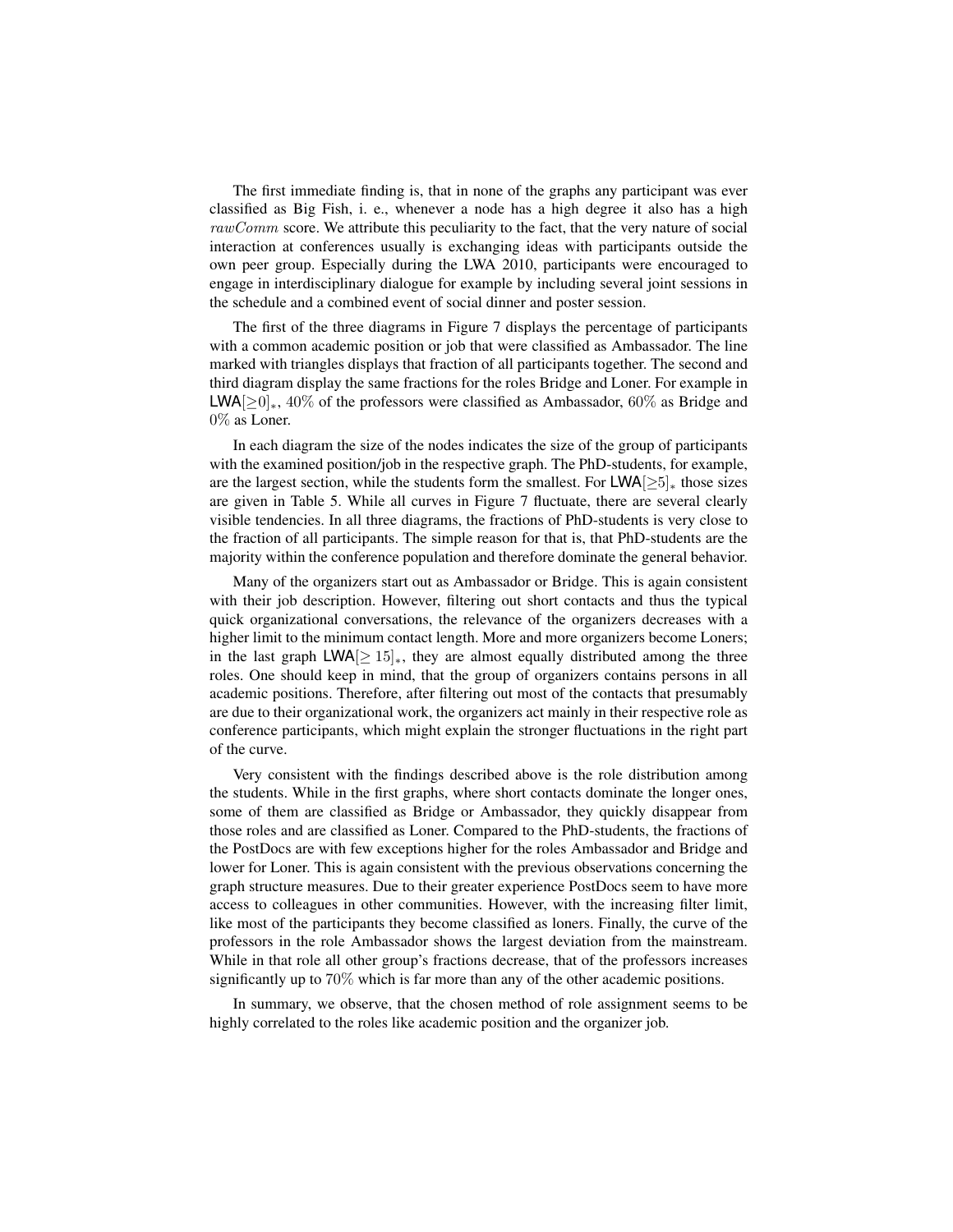The first immediate finding is, that in none of the graphs any participant was ever classified as Big Fish, i. e., whenever a node has a high degree it also has a high $rawComm$ score. We attribute this peculiarity to the fact, that the very nature of social interaction at conferences usually is exchanging ideas with participants outside the own peer group. Especially during the LWA 2010, participants were encouraged to engage in interdisciplinary dialogue for example by including several joint sessions in the schedule and a combined event of social dinner and poster session.

The first of the three diagrams in Figure 7 displays the percentage of participants with a common academic position or job that were classified as Ambassador. The line marked with triangles displays that fraction of all participants together. The second and third diagram display the same fractions for the roles Bridge and Loner. For example in $\mathsf{LWA}[\geq 0]_*$, $40\%$ of the professors were classified as Ambassador, $60\%$ as Bridge and $0\%$ as Loner.

In each diagram the size of the nodes indicates the size of the group of participants with the examined position/job in the respective graph. The PhD-students, for example, are the largest section, while the students form the smallest. For $\mathsf{LWA}[\geq 5]_*$ those sizes are given in Table 5. While all curves in Figure 7 fluctuate, there are several clearly visible tendencies. In all three diagrams, the fractions of PhD-students is very close to the fraction of all participants. The simple reason for that is, that PhD-students are the majority within the conference population and therefore dominate the general behavior.

Many of the organizers start out as Ambassador or Bridge. This is again consistent with their job description. However, filtering out short contacts and thus the typical quick organizational conversations, the relevance of the organizers decreases with a higher limit to the minimum contact length. More and more organizers become Loners; in the last graph $\mathsf{LWA}[\geq 15]_*$, they are almost equally distributed among the three roles. One should keep in mind, that the group of organizers contains persons in all academic positions. Therefore, after filtering out most of the contacts that presumably are due to their organizational work, the organizers act mainly in their respective role as conference participants, which might explain the stronger fluctuations in the right part of the curve.

Very consistent with the findings described above is the role distribution among the students. While in the first graphs, where short contacts dominate the longer ones, some of them are classified as Bridge or Ambassador, they quickly disappear from those roles and are classified as Loner. Compared to the PhD-students, the fractions of the PostDocs are with few exceptions higher for the roles Ambassador and Bridge and lower for Loner. This is again consistent with the previous observations concerning the graph structure measures. Due to their greater experience PostDocs seem to have more access to colleagues in other communities. However, with the increasing filter limit, like most of the participants they become classified as loners. Finally, the curve of the professors in the role Ambassador shows the largest deviation from the mainstream. While in that role all other group's fractions decrease, that of the professors increases significantly up to $70\%$ which is far more than any of the other academic positions.

In summary, we observe, that the chosen method of role assignment seems to be highly correlated to the roles like academic position and the organizer job.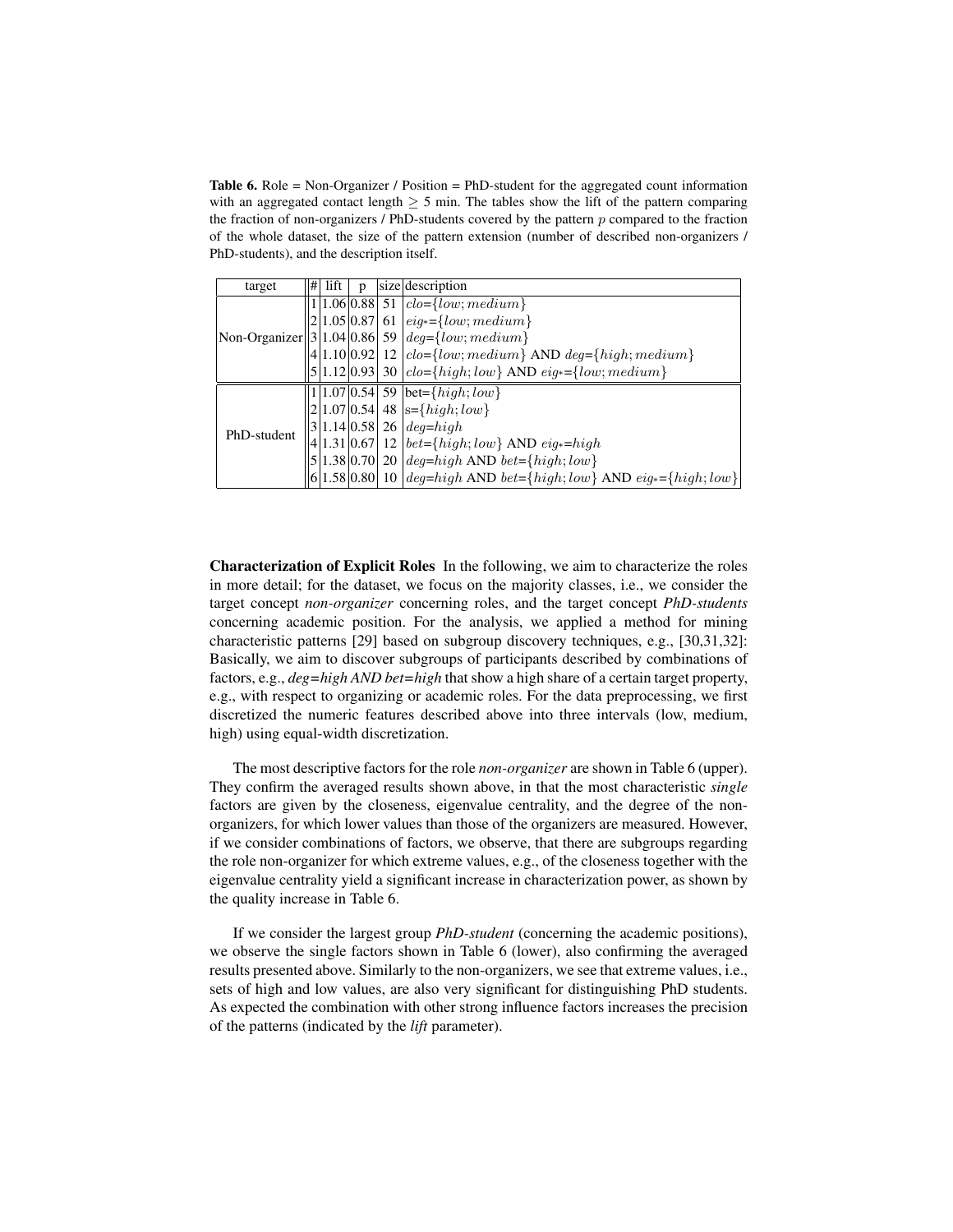**Table 6.** Role = Non-Organizer / Position = PhD-student for the aggregated count information with an aggregated contact length $\geq$ 5 min. The tables show the lift of the pattern comparing the fraction of non-organizers / PhD-students covered by the pattern $p$ compared to the fraction of the whole dataset, the size of the pattern extension (number of described non-organizers / PhD-students), and the description itself.

| target | # | lift | p | size | description |
|---|---|---|---|---|---|
| Non-Organizer | 1 | 1.06 | 0.88 | 51 | $clo$={$low; medium$} |
| | 2 | 1.05 | 0.87 | 61 | $eig*$={$low; medium$} |
| | 3 | 1.04 | 0.86 | 59 | $deg$={$low; medium$} |
| | 4 | 1.10 | 0.92 | 12 | $clo$={$low; medium$} AND $deg$={$high; medium$} |
| | 5 | 1.12 | 0.93 | 30 | $clo$={$high; low$} AND $eig*$={$low; medium$} |
| PhD-student | 1 | 1.07 | 0.54 | 59 | bet={$high; low$} |
| | 2 | 1.07 | 0.54 | 48 | s={$high; low$} |
| | 3 | 1.14 | 0.58 | 26 | $deg$=$high$ |
| | 4 | 1.31 | 0.67 | 12 | $bet$={$high; low$} AND $eig*$=$high$ |
| | 5 | 1.38 | 0.70 | 20 | $deg$=$high$ AND $bet$={$high; low$} |
| | 6 | 1.58 | 0.80 | 10 | $deg$=$high$ AND $bet$={$high; low$} AND $eig*$={$high; low$} |

**Characterization of Explicit Roles** In the following, we aim to characterize the roles in more detail; for the dataset, we focus on the majority classes, i.e., we consider the target concept *non-organizer* concerning roles, and the target concept *PhD-students* concerning academic position. For the analysis, we applied a method for mining characteristic patterns [29] based on subgroup discovery techniques, e.g., [30,31,32]: Basically, we aim to discover subgroups of participants described by combinations of factors, e.g., *deg=high AND bet=high* that show a high share of a certain target property, e.g., with respect to organizing or academic roles. For the data preprocessing, we first discretized the numeric features described above into three intervals (low, medium, high) using equal-width discretization.

The most descriptive factors for the role *non-organizer* are shown in Table 6 (upper). They confirm the averaged results shown above, in that the most characteristic *single* factors are given by the closeness, eigenvalue centrality, and the degree of the non-organizers, for which lower values than those of the organizers are measured. However, if we consider combinations of factors, we observe, that there are subgroups regarding the role non-organizer for which extreme values, e.g., of the closeness together with the eigenvalue centrality yield a significant increase in characterization power, as shown by the quality increase in Table 6.

If we consider the largest group *PhD-student* (concerning the academic positions), we observe the single factors shown in Table 6 (lower), also confirming the averaged results presented above. Similarly to the non-organizers, we see that extreme values, i.e., sets of high and low values, are also very significant for distinguishing PhD students. As expected the combination with other strong influence factors increases the precision of the patterns (indicated by the *lift* parameter).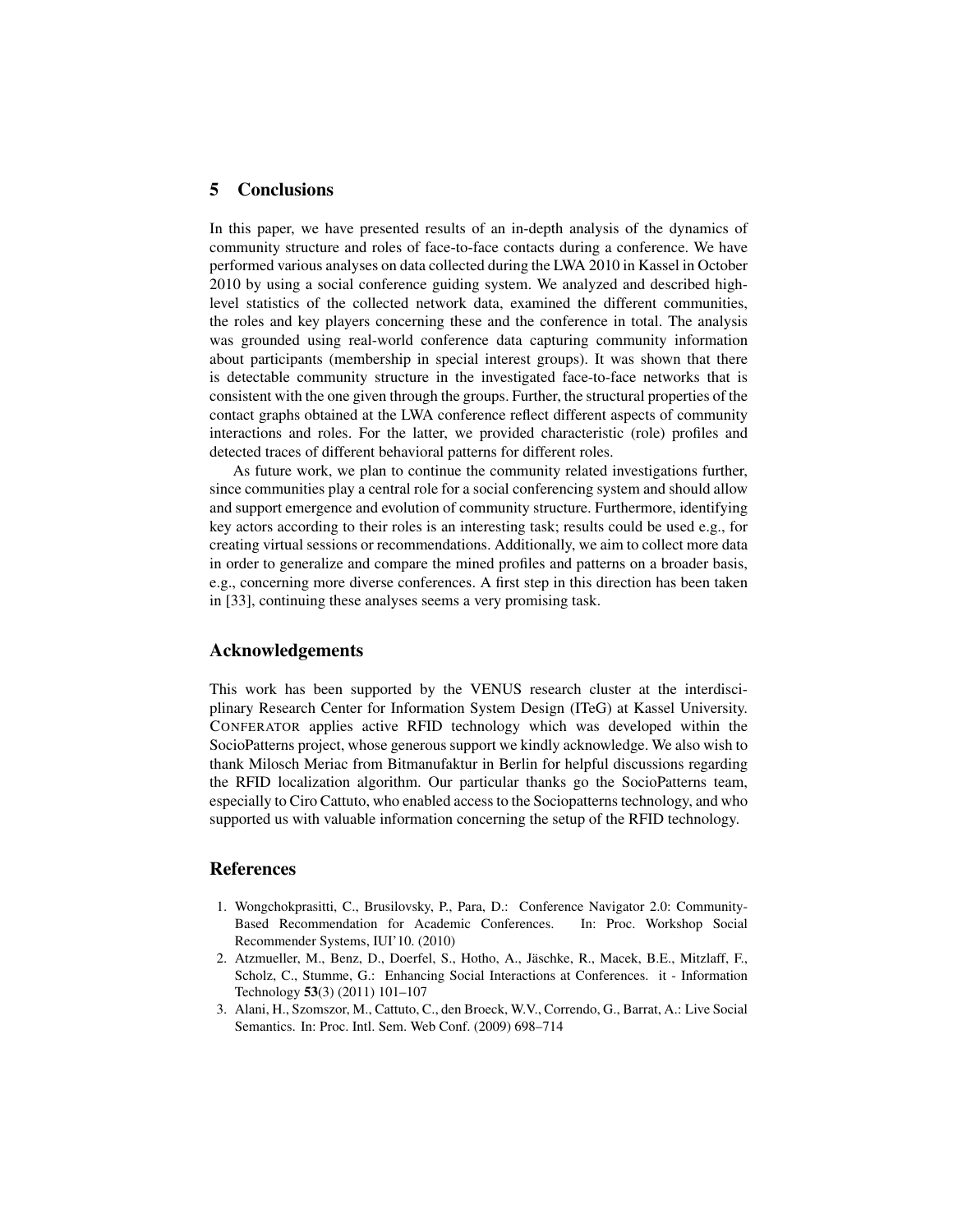## 5 Conclusions

In this paper, we have presented results of an in-depth analysis of the dynamics of community structure and roles of face-to-face contacts during a conference. We have performed various analyses on data collected during the LWA 2010 in Kassel in October 2010 by using a social conference guiding system. We analyzed and described high-level statistics of the collected network data, examined the different communities, the roles and key players concerning these and the conference in total. The analysis was grounded using real-world conference data capturing community information about participants (membership in special interest groups). It was shown that there is detectable community structure in the investigated face-to-face networks that is consistent with the one given through the groups. Further, the structural properties of the contact graphs obtained at the LWA conference reflect different aspects of community interactions and roles. For the latter, we provided characteristic (role) profiles and detected traces of different behavioral patterns for different roles.

As future work, we plan to continue the community related investigations further, since communities play a central role for a social conferencing system and should allow and support emergence and evolution of community structure. Furthermore, identifying key actors according to their roles is an interesting task; results could be used e.g., for creating virtual sessions or recommendations. Additionally, we aim to collect more data in order to generalize and compare the mined profiles and patterns on a broader basis, e.g., concerning more diverse conferences. A first step in this direction has been taken in [33], continuing these analyses seems a very promising task.

## Acknowledgements

This work has been supported by the VENUS research cluster at the interdisciplinary Research Center for Information System Design (ITeG) at Kassel University. CONFERATOR applies active RFID technology which was developed within the SocioPatterns project, whose generous support we kindly acknowledge. We also wish to thank Milosch Meriac from Bitmanufaktur in Berlin for helpful discussions regarding the RFID localization algorithm. Our particular thanks go the SocioPatterns team, especially to Ciro Cattuto, who enabled access to the Sociopatterns technology, and who supported us with valuable information concerning the setup of the RFID technology.

## References

1. Wongchokprasitti, C., Brusilovsky, P., Para, D.: Conference Navigator 2.0: Community-Based Recommendation for Academic Conferences. In: Proc. Workshop Social Recommender Systems, IUI'10. (2010)
2. Atzmueller, M., Benz, D., Doerfel, S., Hotho, A., Jäschke, R., Macek, B.E., Mitzlaff, F., Scholz, C., Stumme, G.: Enhancing Social Interactions at Conferences. it - Information Technology **53**(3) (2011) 101–107
3. Alani, H., Szomszor, M., Cattuto, C., den Broeck, W.V., Correndo, G., Barrat, A.: Live Social Semantics. In: Proc. Intl. Sem. Web Conf. (2009) 698–714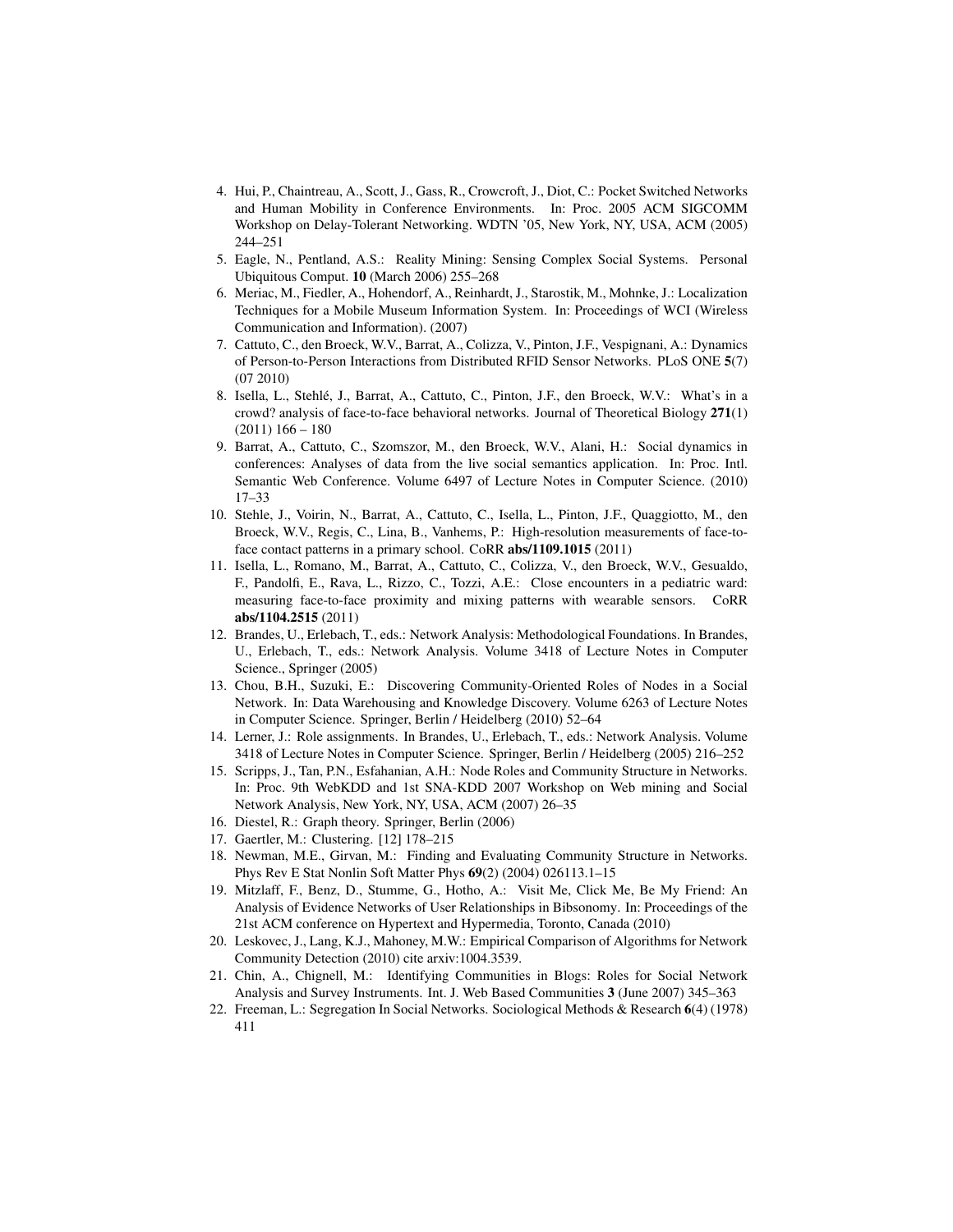4. Hui, P., Chaintreau, A., Scott, J., Gass, R., Crowcroft, J., Diot, C.: Pocket Switched Networks and Human Mobility in Conference Environments. In: Proc. 2005 ACM SIGCOMM Workshop on Delay-Tolerant Networking. WDTN '05, New York, NY, USA, ACM (2005) 244–251
5. Eagle, N., Pentland, A.S.: Reality Mining: Sensing Complex Social Systems. Personal Ubiquitous Comput. **10** (March 2006) 255–268
6. Meriac, M., Fiedler, A., Hohendorf, A., Reinhardt, J., Starostik, M., Mohnke, J.: Localization Techniques for a Mobile Museum Information System. In: Proceedings of WCI (Wireless Communication and Information). (2007)
7. Cattuto, C., den Broeck, W.V., Barrat, A., Colizza, V., Pinton, J.F., Vespignani, A.: Dynamics of Person-to-Person Interactions from Distributed RFID Sensor Networks. PLoS ONE **5**(7) (07 2010)
8. Isella, L., Stehlé, J., Barrat, A., Cattuto, C., Pinton, J.F., den Broeck, W.V.: What's in a crowd? analysis of face-to-face behavioral networks. Journal of Theoretical Biology **271**(1) (2011) 166 – 180
9. Barrat, A., Cattuto, C., Szomszor, M., den Broeck, W.V., Alani, H.: Social dynamics in conferences: Analyses of data from the live social semantics application. In: Proc. Intl. Semantic Web Conference. Volume 6497 of Lecture Notes in Computer Science. (2010) 17–33
10. Stehle, J., Voirin, N., Barrat, A., Cattuto, C., Isella, L., Pinton, J.F., Quaggiotto, M., den Broeck, W.V., Regis, C., Lina, B., Vanhems, P.: High-resolution measurements of face-to-face contact patterns in a primary school. CoRR **abs/1109.1015** (2011)
11. Isella, L., Romano, M., Barrat, A., Cattuto, C., Colizza, V., den Broeck, W.V., Gesualdo, F., Pandolfi, E., Rava, L., Rizzo, C., Tozzi, A.E.: Close encounters in a pediatric ward: measuring face-to-face proximity and mixing patterns with wearable sensors. CoRR **abs/1104.2515** (2011)
12. Brandes, U., Erlebach, T., eds.: Network Analysis: Methodological Foundations. In Brandes, U., Erlebach, T., eds.: Network Analysis. Volume 3418 of Lecture Notes in Computer Science., Springer (2005)
13. Chou, B.H., Suzuki, E.: Discovering Community-Oriented Roles of Nodes in a Social Network. In: Data Warehousing and Knowledge Discovery. Volume 6263 of Lecture Notes in Computer Science. Springer, Berlin / Heidelberg (2010) 52–64
14. Lerner, J.: Role assignments. In Brandes, U., Erlebach, T., eds.: Network Analysis. Volume 3418 of Lecture Notes in Computer Science. Springer, Berlin / Heidelberg (2005) 216–252
15. Scripps, J., Tan, P.N., Esfahanian, A.H.: Node Roles and Community Structure in Networks. In: Proc. 9th WebKDD and 1st SNA-KDD 2007 Workshop on Web mining and Social Network Analysis, New York, NY, USA, ACM (2007) 26–35
16. Diestel, R.: Graph theory. Springer, Berlin (2006)
17. Gaertler, M.: Clustering. [12] 178–215
18. Newman, M.E., Girvan, M.: Finding and Evaluating Community Structure in Networks. Phys Rev E Stat Nonlin Soft Matter Phys **69**(2) (2004) 026113.1–15
19. Mitzlaff, F., Benz, D., Stumme, G., Hotho, A.: Visit Me, Click Me, Be My Friend: An Analysis of Evidence Networks of User Relationships in Bibsonomy. In: Proceedings of the 21st ACM conference on Hypertext and Hypermedia, Toronto, Canada (2010)
20. Leskovec, J., Lang, K.J., Mahoney, M.W.: Empirical Comparison of Algorithms for Network Community Detection (2010) cite arxiv:1004.3539.
21. Chin, A., Chignell, M.: Identifying Communities in Blogs: Roles for Social Network Analysis and Survey Instruments. Int. J. Web Based Communities **3** (June 2007) 345–363
22. Freeman, L.: Segregation In Social Networks. Sociological Methods & Research **6**(4) (1978) 411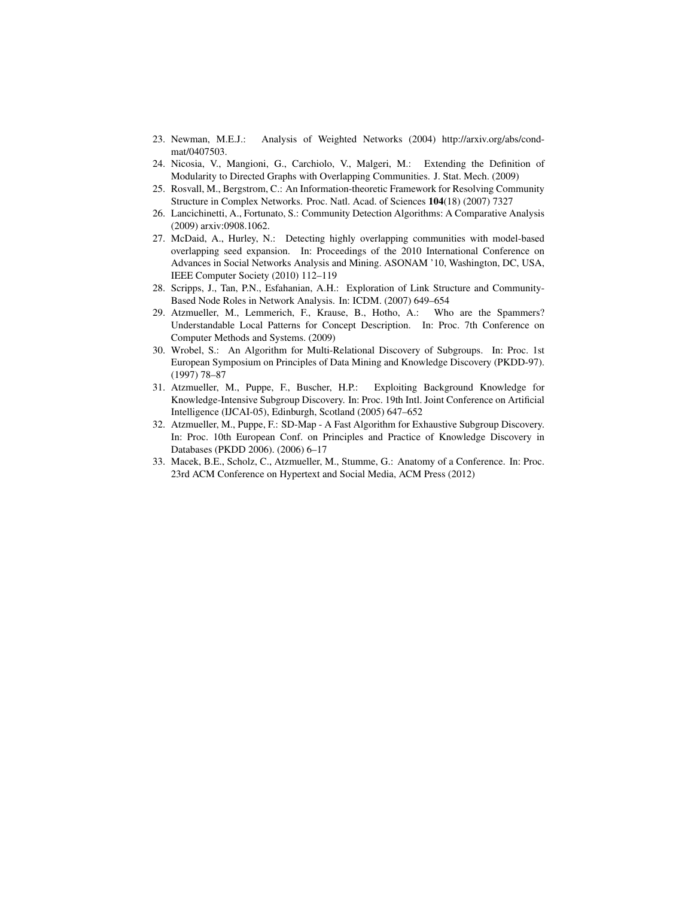23. Newman, M.E.J.: Analysis of Weighted Networks (2004) http://arxiv.org/abs/cond-mat/0407503.
24. Nicosia, V., Mangioni, G., Carchiolo, V., Malgeri, M.: Extending the Definition of Modularity to Directed Graphs with Overlapping Communities. J. Stat. Mech. (2009)
25. Rosvall, M., Bergstrom, C.: An Information-theoretic Framework for Resolving Community Structure in Complex Networks. Proc. Natl. Acad. of Sciences **104**(18) (2007) 7327
26. Lancichinetti, A., Fortunato, S.: Community Detection Algorithms: A Comparative Analysis (2009) arxiv:0908.1062.
27. McDaid, A., Hurley, N.: Detecting highly overlapping communities with model-based overlapping seed expansion. In: Proceedings of the 2010 International Conference on Advances in Social Networks Analysis and Mining. ASONAM '10, Washington, DC, USA, IEEE Computer Society (2010) 112–119
28. Scripps, J., Tan, P.N., Esfahanian, A.H.: Exploration of Link Structure and Community-Based Node Roles in Network Analysis. In: ICDM. (2007) 649–654
29. Atzmueller, M., Lemmerich, F., Krause, B., Hotho, A.: Who are the Spammers? Understandable Local Patterns for Concept Description. In: Proc. 7th Conference on Computer Methods and Systems. (2009)
30. Wrobel, S.: An Algorithm for Multi-Relational Discovery of Subgroups. In: Proc. 1st European Symposium on Principles of Data Mining and Knowledge Discovery (PKDD-97). (1997) 78–87
31. Atzmueller, M., Puppe, F., Buscher, H.P.: Exploiting Background Knowledge for Knowledge-Intensive Subgroup Discovery. In: Proc. 19th Intl. Joint Conference on Artificial Intelligence (IJCAI-05), Edinburgh, Scotland (2005) 647–652
32. Atzmueller, M., Puppe, F.: SD-Map - A Fast Algorithm for Exhaustive Subgroup Discovery. In: Proc. 10th European Conf. on Principles and Practice of Knowledge Discovery in Databases (PKDD 2006). (2006) 6–17
33. Macek, B.E., Scholz, C., Atzmueller, M., Stumme, G.: Anatomy of a Conference. In: Proc. 23rd ACM Conference on Hypertext and Social Media, ACM Press (2012)